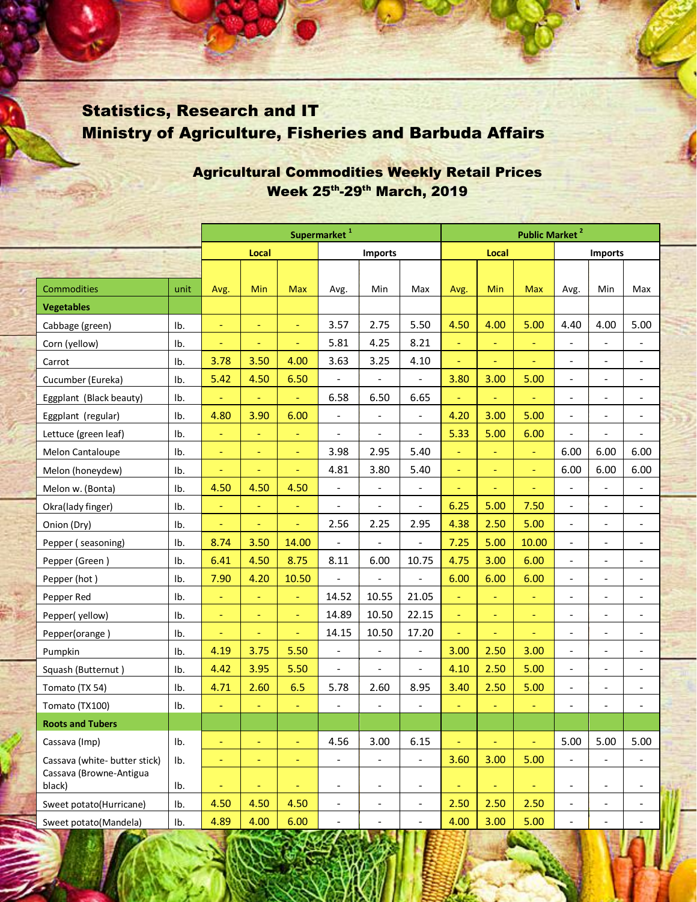## Statistics, Research and IT
## Ministry of Agriculture, Fisheries and Barbuda Affairs

### Agricultural Commodities Weekly Retail Prices
### Week 25th-29th March, 2019

| | | Supermarket [1] | | | | | | Public Market [2] | | | | | |
|---|---|---|---|---|---|---|---|---|---|---|---|---|---|
| | | Local | | | Imports | | | Local | | | Imports | | |
| Commodities | unit | Avg. | Min | Max | Avg. | Min | Max | Avg. | Min | Max | Avg. | Min | Max |
| **Vegetables** | | | | | | | | | | | | | |
| Cabbage (green) | lb. | - | - | - | 3.57 | 2.75 | 5.50 | 4.50 | 4.00 | 5.00 | 4.40 | 4.00 | 5.00 |
| Corn (yellow) | lb. | - | - | - | 5.81 | 4.25 | 8.21 | - | - | - | - | - | - |
| Carrot | lb. | 3.78 | 3.50 | 4.00 | 3.63 | 3.25 | 4.10 | - | - | - | - | - | - |
| Cucumber (Eureka) | lb. | 5.42 | 4.50 | 6.50 | - | - | - | 3.80 | 3.00 | 5.00 | - | - | - |
| Eggplant (Black beauty) | lb. | - | - | - | 6.58 | 6.50 | 6.65 | - | - | - | - | - | - |
| Eggplant (regular) | lb. | 4.80 | 3.90 | 6.00 | - | - | - | 4.20 | 3.00 | 5.00 | - | - | - |
| Lettuce (green leaf) | lb. | - | - | - | - | - | - | 5.33 | 5.00 | 6.00 | - | - | - |
| Melon Cantaloupe | lb. | - | - | - | 3.98 | 2.95 | 5.40 | - | - | - | 6.00 | 6.00 | 6.00 |
| Melon (honeydew) | lb. | - | - | - | 4.81 | 3.80 | 5.40 | - | - | - | 6.00 | 6.00 | 6.00 |
| Melon w. (Bonta) | lb. | 4.50 | 4.50 | 4.50 | - | - | - | - | - | - | - | - | - |
| Okra(lady finger) | lb. | - | - | - | - | - | - | 6.25 | 5.00 | 7.50 | - | - | - |
| Onion (Dry) | lb. | - | - | - | 2.56 | 2.25 | 2.95 | 4.38 | 2.50 | 5.00 | - | - | - |
| Pepper ( seasoning) | lb. | 8.74 | 3.50 | 14.00 | - | - | - | 7.25 | 5.00 | 10.00 | - | - | - |
| Pepper (Green ) | lb. | 6.41 | 4.50 | 8.75 | 8.11 | 6.00 | 10.75 | 4.75 | 3.00 | 6.00 | - | - | - |
| Pepper (hot ) | lb. | 7.90 | 4.20 | 10.50 | - | - | - | 6.00 | 6.00 | 6.00 | - | - | - |
| Pepper Red | lb. | - | - | - | 14.52 | 10.55 | 21.05 | - | - | - | - | - | - |
| Pepper( yellow) | lb. | - | - | - | 14.89 | 10.50 | 22.15 | - | - | - | - | - | - |
| Pepper(orange ) | lb. | - | - | - | 14.15 | 10.50 | 17.20 | - | - | - | - | - | - |
| Pumpkin | lb. | 4.19 | 3.75 | 5.50 | - | - | - | 3.00 | 2.50 | 3.00 | - | - | - |
| Squash (Butternut ) | lb. | 4.42 | 3.95 | 5.50 | - | - | - | 4.10 | 2.50 | 5.00 | - | - | - |
| Tomato (TX 54) | lb. | 4.71 | 2.60 | 6.5 | 5.78 | 2.60 | 8.95 | 3.40 | 2.50 | 5.00 | - | - | - |
| Tomato (TX100) | lb. | - | - | - | - | - | - | - | - | - | - | - | - |
| **Roots and Tubers** | | | | | | | | | | | | | |
| Cassava (Imp) | lb. | - | - | - | 4.56 | 3.00 | 6.15 | - | - | - | 5.00 | 5.00 | 5.00 |
| Cassava (white- butter stick) | lb. | - | - | - | - | - | - | 3.60 | 3.00 | 5.00 | - | - | - |
| Cassava (Browne-Antigua black) | lb. | - | - | - | - | - | - | - | - | - | - | - | - |
| Sweet potato(Hurricane) | lb. | 4.50 | 4.50 | 4.50 | - | - | - | 2.50 | 2.50 | 2.50 | - | - | - |
| Sweet potato(Mandela) | lb. | 4.89 | 4.00 | 6.00 | - | - | - | 4.00 | 3.00 | 5.00 | - | - | - |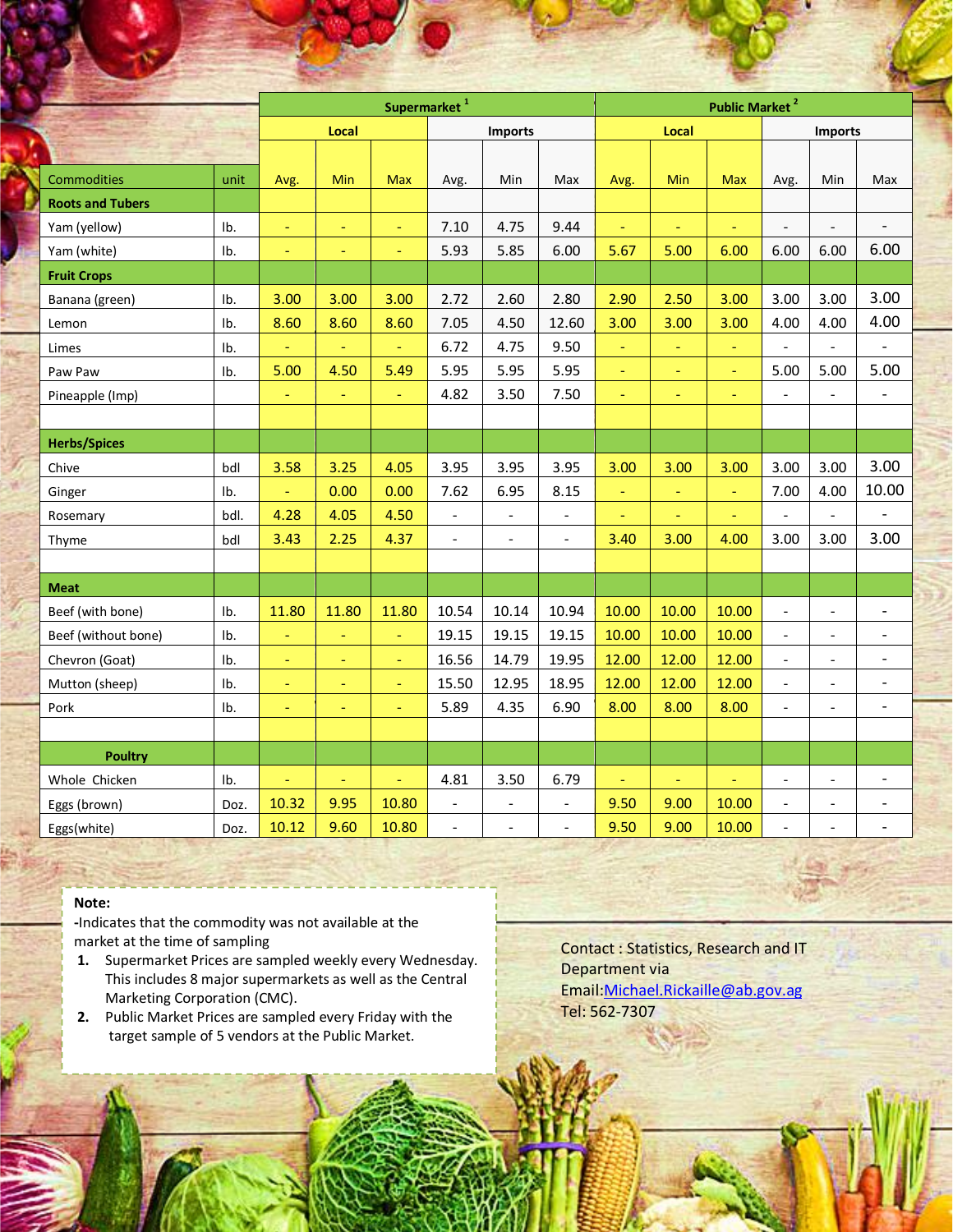| | | Supermarket [1] | | | | | | Public Market [2] | | | | | |
|---|---|---|---|---|---|---|---|---|---|---|---|---|---|
| | | Local | | | Imports | | | Local | | | Imports | | |
| Commodities | unit | Avg. | Min | Max | Avg. | Min | Max | Avg. | Min | Max | Avg. | Min | Max |
| **Roots and Tubers** | | | | | | | | | | | | | |
| Yam (yellow) | lb. | - | - | - | 7.10 | 4.75 | 9.44 | - | - | - | - | - | - |
| Yam (white) | lb. | - | - | - | 5.93 | 5.85 | 6.00 | 5.67 | 5.00 | 6.00 | 6.00 | 6.00 | 6.00 |
| **Fruit Crops** | | | | | | | | | | | | | |
| Banana (green) | lb. | 3.00 | 3.00 | 3.00 | 2.72 | 2.60 | 2.80 | 2.90 | 2.50 | 3.00 | 3.00 | 3.00 | 3.00 |
| Lemon | lb. | 8.60 | 8.60 | 8.60 | 7.05 | 4.50 | 12.60 | 3.00 | 3.00 | 3.00 | 4.00 | 4.00 | 4.00 |
| Limes | lb. | - | - | - | 6.72 | 4.75 | 9.50 | - | - | - | - | - | - |
| Paw Paw | lb. | 5.00 | 4.50 | 5.49 | 5.95 | 5.95 | 5.95 | - | - | - | 5.00 | 5.00 | 5.00 |
| Pineapple (Imp) | | - | - | - | 4.82 | 3.50 | 7.50 | - | - | - | - | - | - |
| | | | | | | | | | | | | | |
| **Herbs/Spices** | | | | | | | | | | | | | |
| Chive | bdl | 3.58 | 3.25 | 4.05 | 3.95 | 3.95 | 3.95 | 3.00 | 3.00 | 3.00 | 3.00 | 3.00 | 3.00 |
| Ginger | lb. | - | 0.00 | 0.00 | 7.62 | 6.95 | 8.15 | - | - | - | 7.00 | 4.00 | 10.00 |
| Rosemary | bdl. | 4.28 | 4.05 | 4.50 | - | - | - | - | - | - | - | - | - |
| Thyme | bdl | 3.43 | 2.25 | 4.37 | - | - | - | 3.40 | 3.00 | 4.00 | 3.00 | 3.00 | 3.00 |
| | | | | | | | | | | | | | |
| **Meat** | | | | | | | | | | | | | |
| Beef (with bone) | lb. | 11.80 | 11.80 | 11.80 | 10.54 | 10.14 | 10.94 | 10.00 | 10.00 | 10.00 | - | - | - |
| Beef (without bone) | lb. | - | - | - | 19.15 | 19.15 | 19.15 | 10.00 | 10.00 | 10.00 | - | - | - |
| Chevron (Goat) | lb. | - | - | - | 16.56 | 14.79 | 19.95 | 12.00 | 12.00 | 12.00 | - | - | - |
| Mutton (sheep) | lb. | - | - | - | 15.50 | 12.95 | 18.95 | 12.00 | 12.00 | 12.00 | - | - | - |
| Pork | lb. | - | - | - | 5.89 | 4.35 | 6.90 | 8.00 | 8.00 | 8.00 | - | - | - |
| | | | | | | | | | | | | | |
| **Poultry** | | | | | | | | | | | | | |
| Whole Chicken | lb. | - | - | - | 4.81 | 3.50 | 6.79 | - | - | - | - | - | - |
| Eggs (brown) | Doz. | 10.32 | 9.95 | 10.80 | - | - | - | 9.50 | 9.00 | 10.00 | - | - | - |
| Eggs(white) | Doz. | 10.12 | 9.60 | 10.80 | - | - | - | 9.50 | 9.00 | 10.00 | - | - | - |

**Note:**
**-**Indicates that the commodity was not available at the market at the time of sampling

1. Supermarket Prices are sampled weekly every Wednesday. This includes 8 major supermarkets as well as the Central Marketing Corporation (CMC).
2. Public Market Prices are sampled every Friday with the target sample of 5 vendors at the Public Market.

Contact : Statistics, Research and IT Department via
Email:Michael.Rickaille@ab.gov.ag
Tel: 562-7307